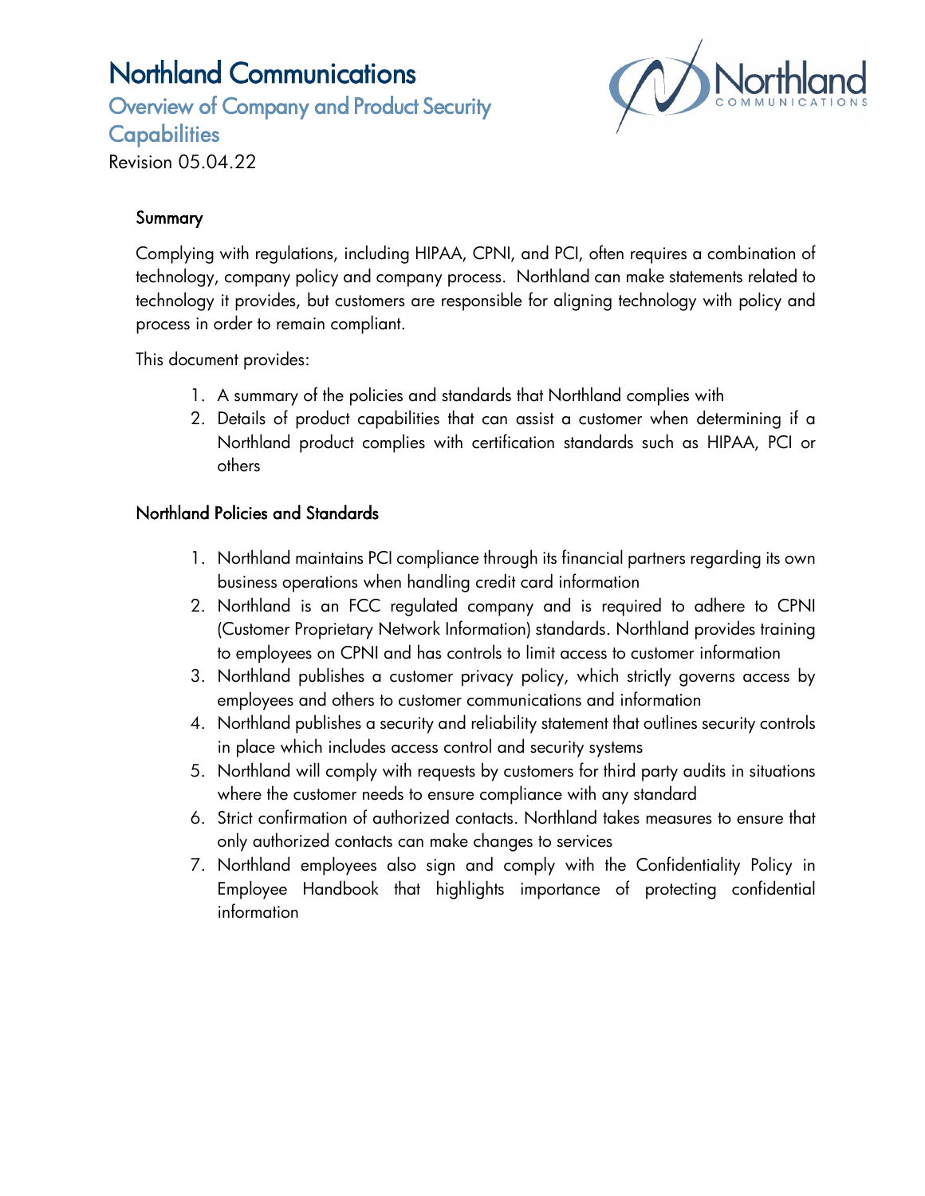# Northland Communications

## Overview of Company and Product Security Capabilities

Revision 05.04.22

### Summary

Complying with regulations, including HIPAA, CPNI, and PCI, often requires a combination of technology, company policy and company process. Northland can make statements related to technology it provides, but customers are responsible for aligning technology with policy and process in order to remain compliant.

This document provides:

1. A summary of the policies and standards that Northland complies with
2. Details of product capabilities that can assist a customer when determining if a Northland product complies with certification standards such as HIPAA, PCI or others

### Northland Policies and Standards

1. Northland maintains PCI compliance through its financial partners regarding its own business operations when handling credit card information
2. Northland is an FCC regulated company and is required to adhere to CPNI (Customer Proprietary Network Information) standards. Northland provides training to employees on CPNI and has controls to limit access to customer information
3. Northland publishes a customer privacy policy, which strictly governs access by employees and others to customer communications and information
4. Northland publishes a security and reliability statement that outlines security controls in place which includes access control and security systems
5. Northland will comply with requests by customers for third party audits in situations where the customer needs to ensure compliance with any standard
6. Strict confirmation of authorized contacts. Northland takes measures to ensure that only authorized contacts can make changes to services
7. Northland employees also sign and comply with the Confidentiality Policy in Employee Handbook that highlights importance of protecting confidential information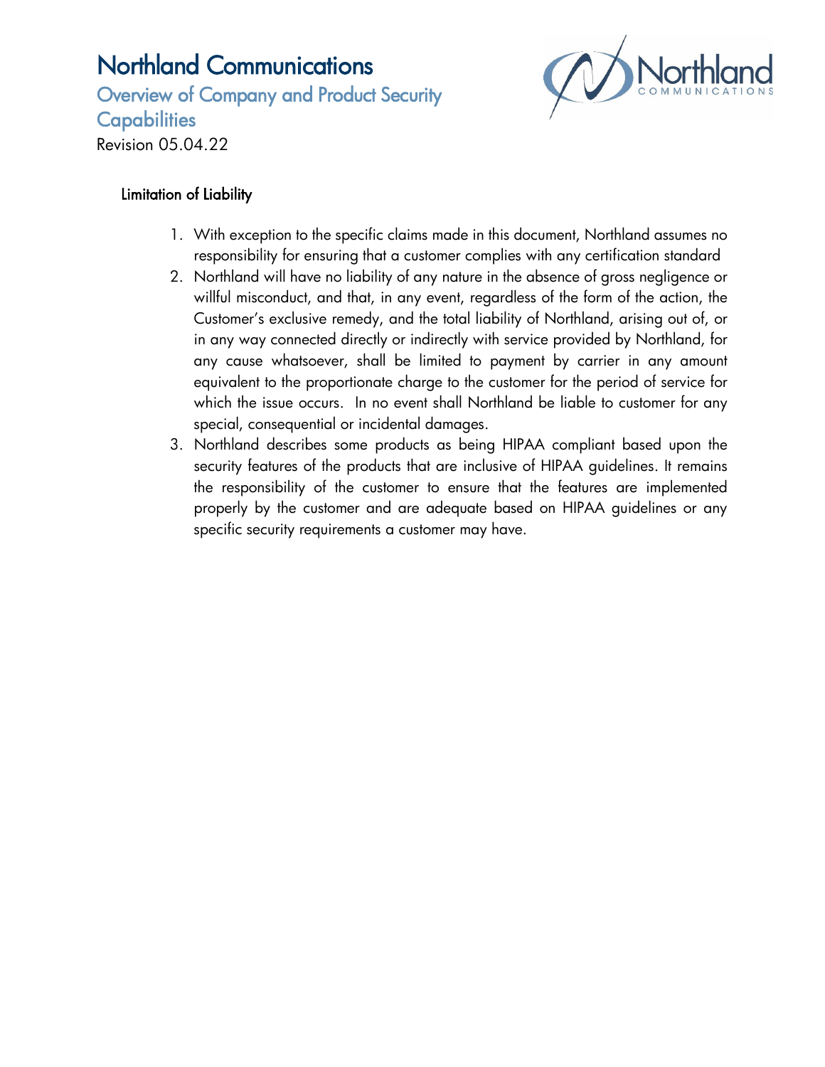## Limitation of Liability

1. With exception to the specific claims made in this document, Northland assumes no responsibility for ensuring that a customer complies with any certification standard
2. Northland will have no liability of any nature in the absence of gross negligence or willful misconduct, and that, in any event, regardless of the form of the action, the Customer's exclusive remedy, and the total liability of Northland, arising out of, or in any way connected directly or indirectly with service provided by Northland, for any cause whatsoever, shall be limited to payment by carrier in any amount equivalent to the proportionate charge to the customer for the period of service for which the issue occurs. In no event shall Northland be liable to customer for any special, consequential or incidental damages.
3. Northland describes some products as being HIPAA compliant based upon the security features of the products that are inclusive of HIPAA guidelines. It remains the responsibility of the customer to ensure that the features are implemented properly by the customer and are adequate based on HIPAA guidelines or any specific security requirements a customer may have.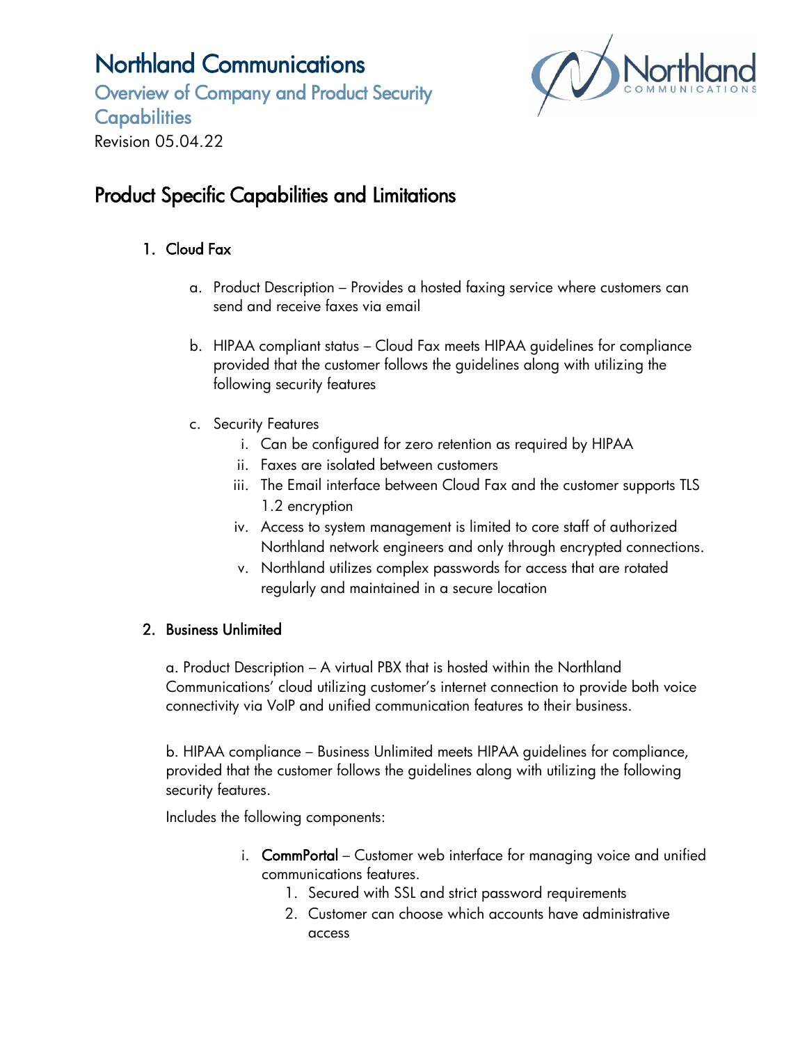# Northland Communications

## Overview of Company and Product Security Capabilities

Revision 05.04.22

## Product Specific Capabilities and Limitations

1. **Cloud Fax**

   a. Product Description – Provides a hosted faxing service where customers can send and receive faxes via email

   b. HIPAA compliant status – Cloud Fax meets HIPAA guidelines for compliance provided that the customer follows the guidelines along with utilizing the following security features

   c. Security Features
      i. Can be configured for zero retention as required by HIPAA
      ii. Faxes are isolated between customers
      iii. The Email interface between Cloud Fax and the customer supports TLS 1.2 encryption
      iv. Access to system management is limited to core staff of authorized Northland network engineers and only through encrypted connections.
      v. Northland utilizes complex passwords for access that are rotated regularly and maintained in a secure location

2. **Business Unlimited**

   a. Product Description – A virtual PBX that is hosted within the Northland Communications' cloud utilizing customer's internet connection to provide both voice connectivity via VoIP and unified communication features to their business.

   b. HIPAA compliance – Business Unlimited meets HIPAA guidelines for compliance, provided that the customer follows the guidelines along with utilizing the following security features.

   Includes the following components:

      i. **CommPortal** – Customer web interface for managing voice and unified communications features.
         1. Secured with SSL and strict password requirements
         2. Customer can choose which accounts have administrative access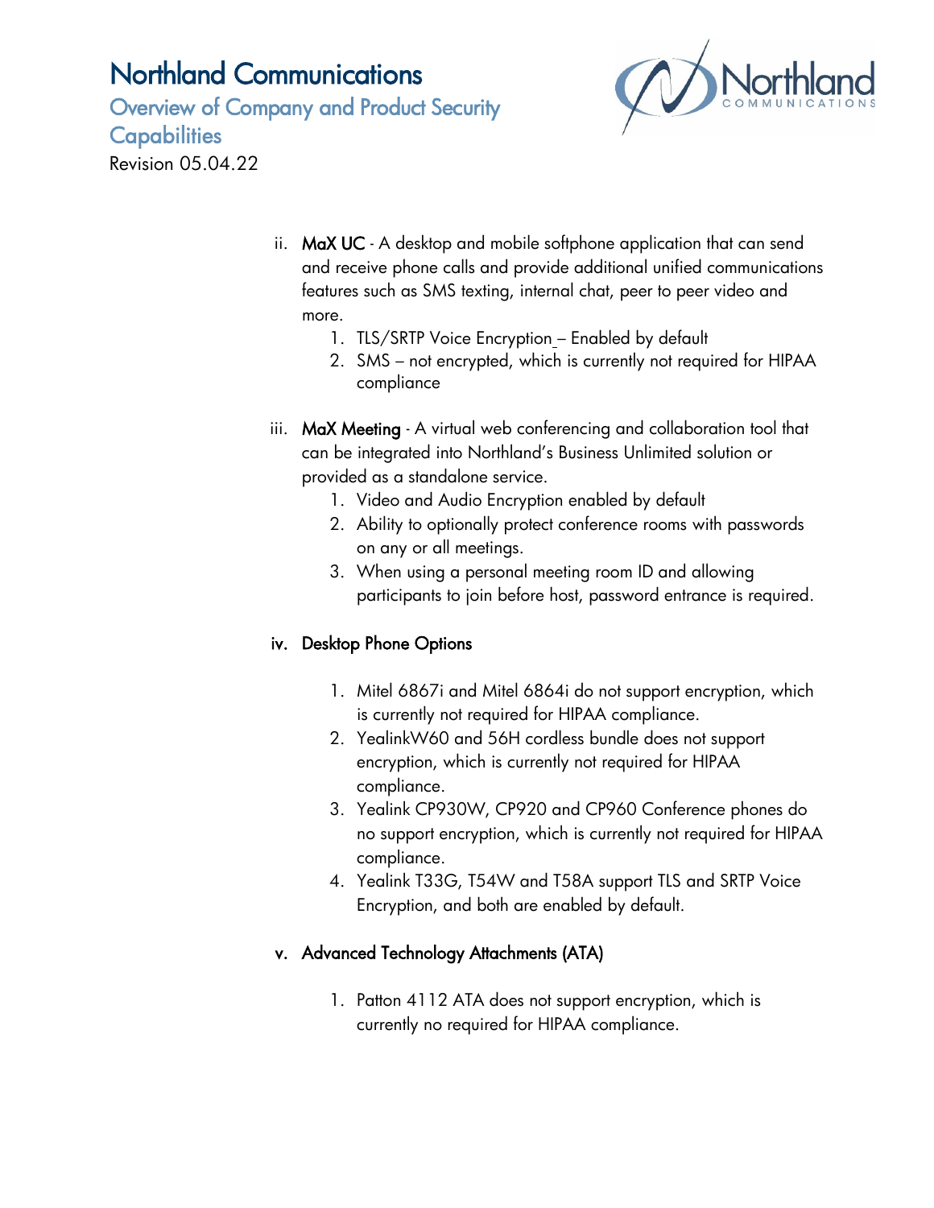ii. **MaX UC** - A desktop and mobile softphone application that can send and receive phone calls and provide additional unified communications features such as SMS texting, internal chat, peer to peer video and more.

   1. TLS/SRTP Voice Encryption – Enabled by default
   2. SMS – not encrypted, which is currently not required for HIPAA compliance

iii. **MaX Meeting** - A virtual web conferencing and collaboration tool that can be integrated into Northland's Business Unlimited solution or provided as a standalone service.

   1. Video and Audio Encryption enabled by default
   2. Ability to optionally protect conference rooms with passwords on any or all meetings.
   3. When using a personal meeting room ID and allowing participants to join before host, password entrance is required.

iv. **Desktop Phone Options**

   1. Mitel 6867i and Mitel 6864i do not support encryption, which is currently not required for HIPAA compliance.
   2. YealinkW60 and 56H cordless bundle does not support encryption, which is currently not required for HIPAA compliance.
   3. Yealink CP930W, CP920 and CP960 Conference phones do no support encryption, which is currently not required for HIPAA compliance.
   4. Yealink T33G, T54W and T58A support TLS and SRTP Voice Encryption, and both are enabled by default.

v. **Advanced Technology Attachments (ATA)**

   1. Patton 4112 ATA does not support encryption, which is currently no required for HIPAA compliance.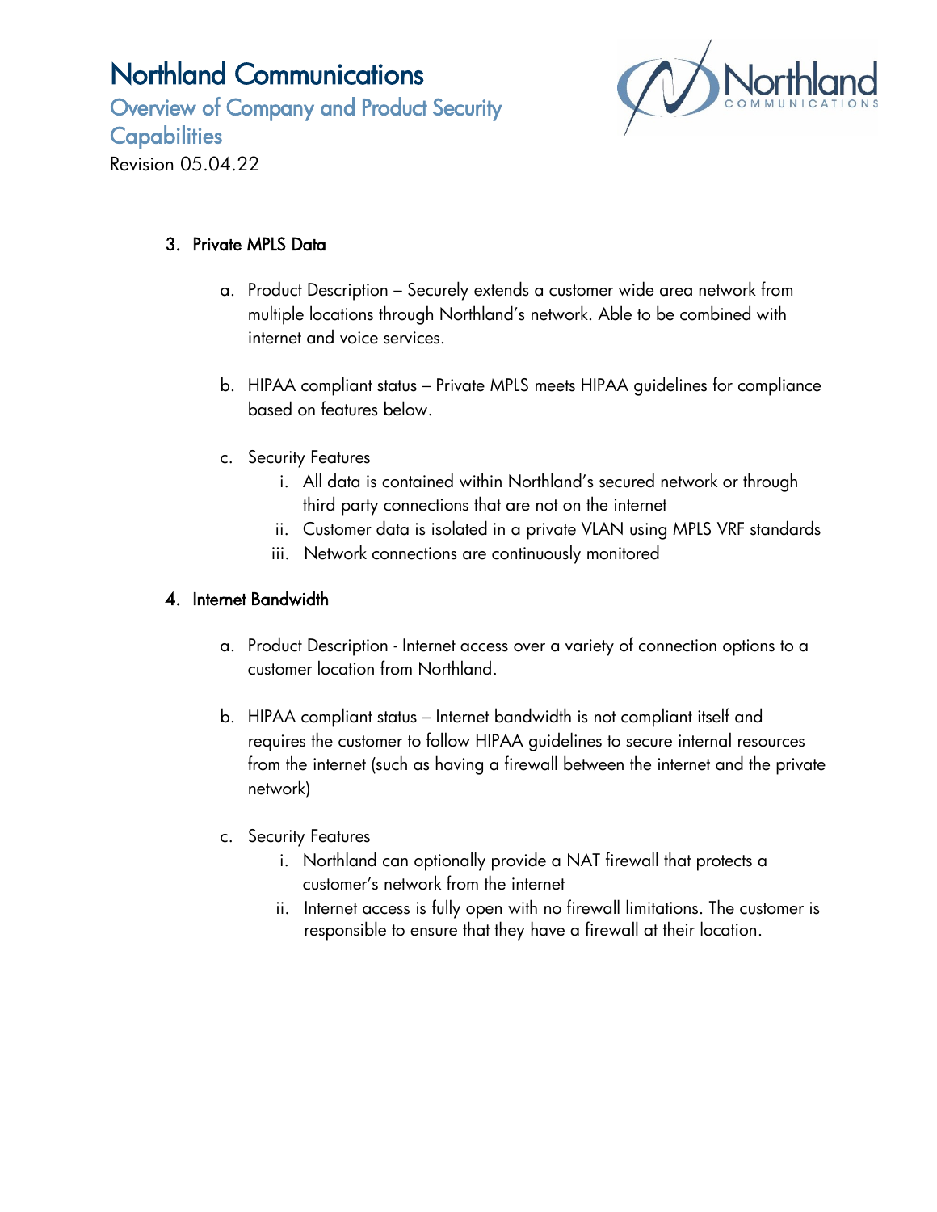3. Private MPLS Data

   a. Product Description – Securely extends a customer wide area network from multiple locations through Northland's network. Able to be combined with internet and voice services.

   b. HIPAA compliant status – Private MPLS meets HIPAA guidelines for compliance based on features below.

   c. Security Features
      i. All data is contained within Northland's secured network or through third party connections that are not on the internet
      ii. Customer data is isolated in a private VLAN using MPLS VRF standards
      iii. Network connections are continuously monitored

4. Internet Bandwidth

   a. Product Description - Internet access over a variety of connection options to a customer location from Northland.

   b. HIPAA compliant status – Internet bandwidth is not compliant itself and requires the customer to follow HIPAA guidelines to secure internal resources from the internet (such as having a firewall between the internet and the private network)

   c. Security Features
      i. Northland can optionally provide a NAT firewall that protects a customer's network from the internet
      ii. Internet access is fully open with no firewall limitations. The customer is responsible to ensure that they have a firewall at their location.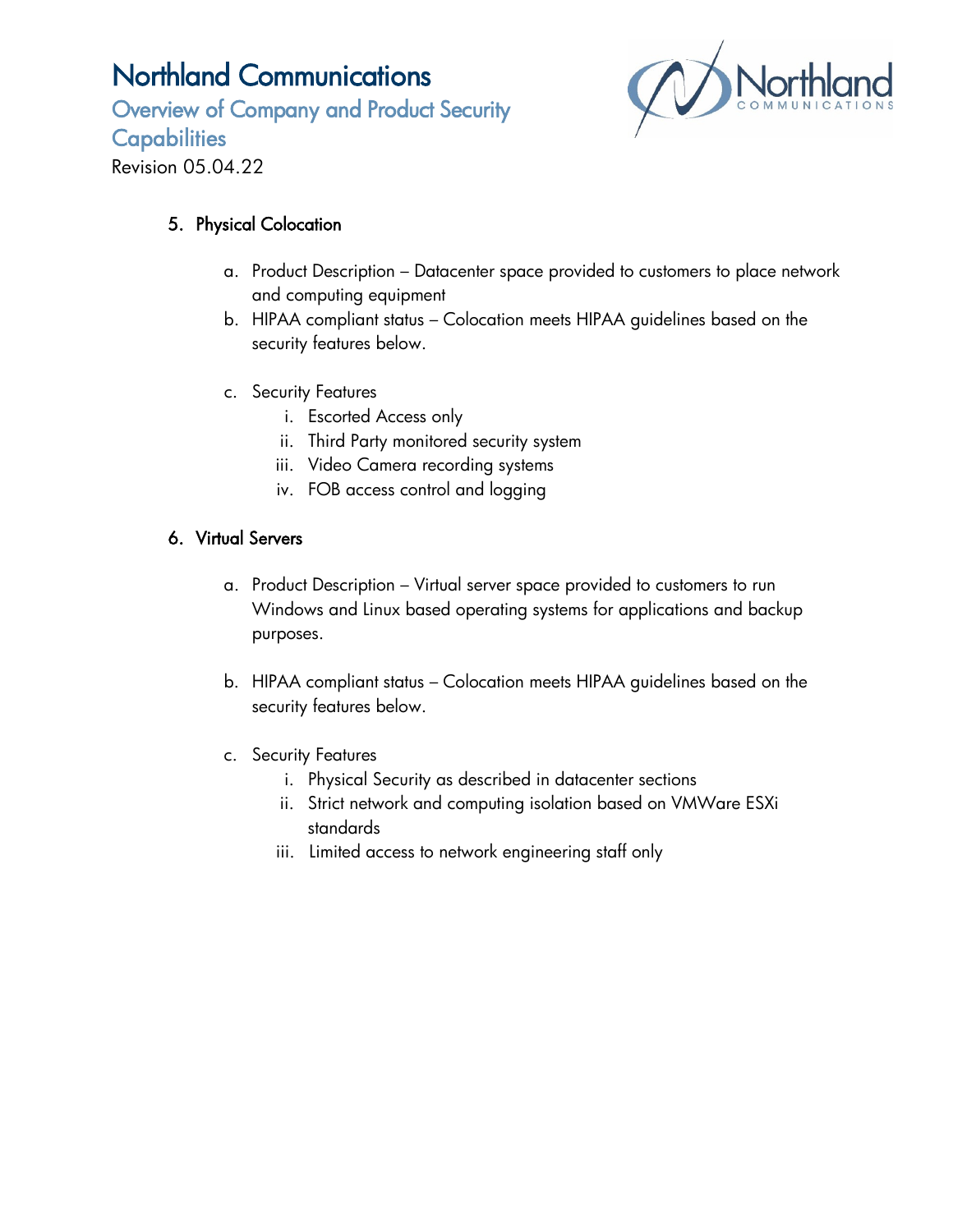5. **Physical Colocation**

    a. Product Description – Datacenter space provided to customers to place network and computing equipment

    b. HIPAA compliant status – Colocation meets HIPAA guidelines based on the security features below.

    c. Security Features

        i. Escorted Access only

        ii. Third Party monitored security system

        iii. Video Camera recording systems

        iv. FOB access control and logging

6. **Virtual Servers**

    a. Product Description – Virtual server space provided to customers to run Windows and Linux based operating systems for applications and backup purposes.

    b. HIPAA compliant status – Colocation meets HIPAA guidelines based on the security features below.

    c. Security Features

        i. Physical Security as described in datacenter sections

        ii. Strict network and computing isolation based on VMWare ESXi standards

        iii. Limited access to network engineering staff only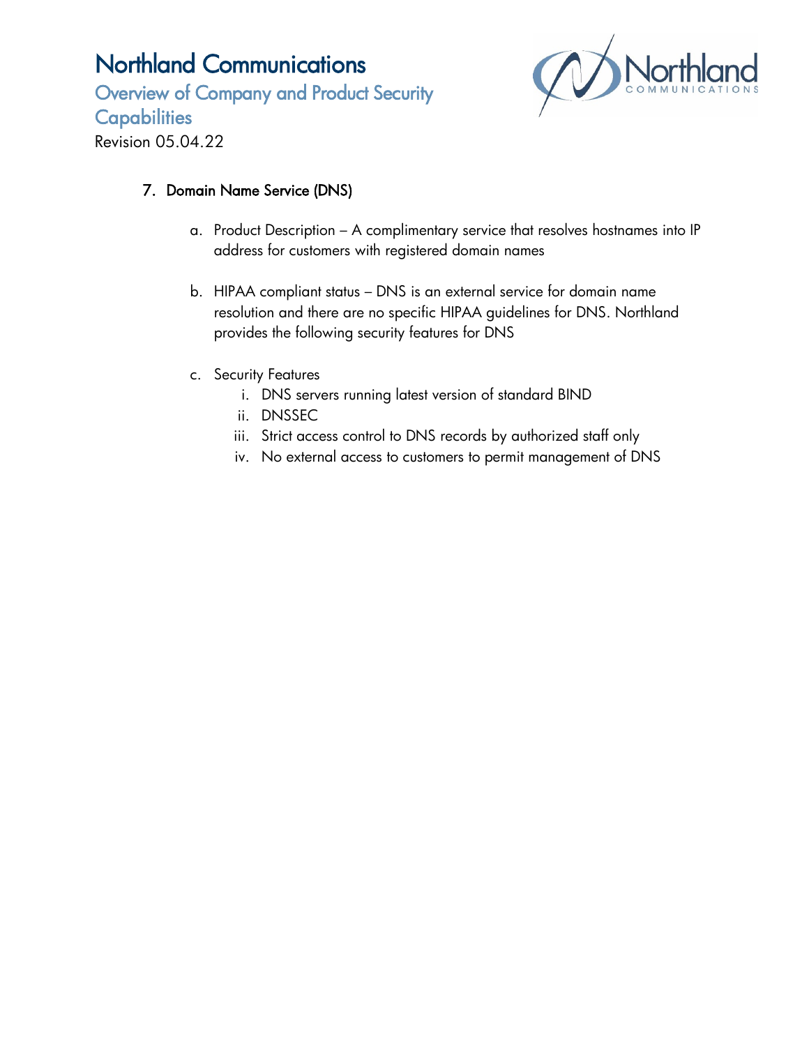## 7. Domain Name Service (DNS)

a. Product Description – A complimentary service that resolves hostnames into IP address for customers with registered domain names

b. HIPAA compliant status – DNS is an external service for domain name resolution and there are no specific HIPAA guidelines for DNS. Northland provides the following security features for DNS

c. Security Features
   - i. DNS servers running latest version of standard BIND
   - ii. DNSSEC
   - iii. Strict access control to DNS records by authorized staff only
   - iv. No external access to customers to permit management of DNS